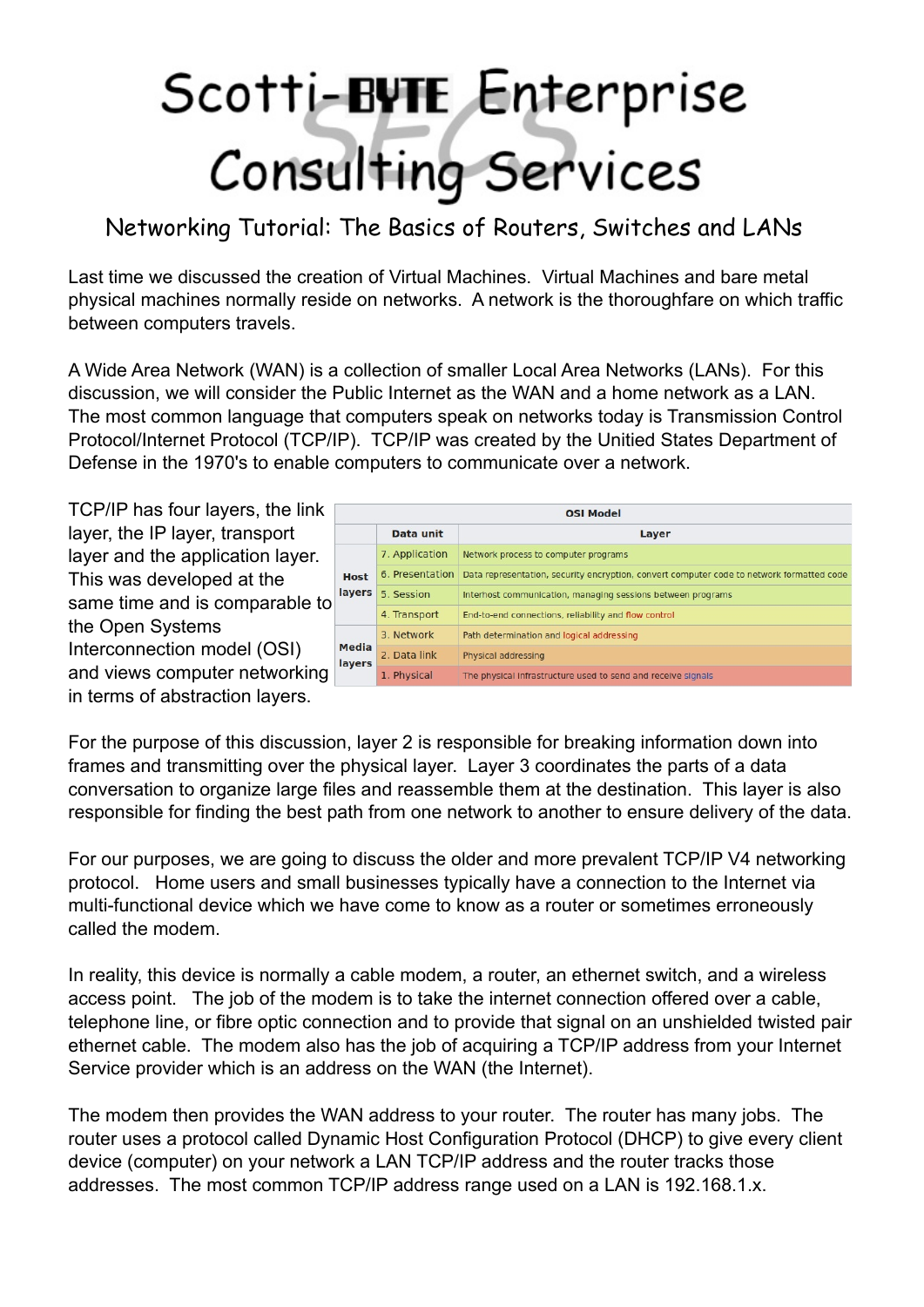# Scotti-BYTE Enterprise Consulting Services

## Networking Tutorial: The Basics of Routers, Switches and LANs

Last time we discussed the creation of Virtual Machines. Virtual Machines and bare metal physical machines normally reside on networks. A network is the thoroughfare on which traffic between computers travels.

A Wide Area Network (WAN) is a collection of smaller Local Area Networks (LANs). For this discussion, we will consider the Public Internet as the WAN and a home network as a LAN. The most common language that computers speak on networks today is Transmission Control Protocol/Internet Protocol (TCP/IP). TCP/IP was created by the Unitied States Department of Defense in the 1970's to enable computers to communicate over a network.

TCP/IP has four layers, the link layer, the IP layer, transport layer and the application layer. This was developed at the same time and is comparable to the Open Systems Interconnection model (OSI) and views computer networking in terms of abstraction layers.

| OSI Model | | |
|---|---|---|
| | Data unit | Layer |
| Host layers | 7. Application | Network process to computer programs |
| | 6. Presentation | Data representation, security encryption, convert computer code to network formatted code |
| | 5. Session | Interhost communication, managing sessions between programs |
| | 4. Transport | End-to-end connections, reliability and flow control |
| Media layers | 3. Network | Path determination and logical addressing |
| | 2. Data link | Physical addressing |
| | 1. Physical | The physical infrastructure used to send and receive signals |

For the purpose of this discussion, layer 2 is responsible for breaking information down into frames and transmitting over the physical layer. Layer 3 coordinates the parts of a data conversation to organize large files and reassemble them at the destination. This layer is also responsible for finding the best path from one network to another to ensure delivery of the data.

For our purposes, we are going to discuss the older and more prevalent TCP/IP V4 networking protocol. Home users and small businesses typically have a connection to the Internet via multi-functional device which we have come to know as a router or sometimes erroneously called the modem.

In reality, this device is normally a cable modem, a router, an ethernet switch, and a wireless access point. The job of the modem is to take the internet connection offered over a cable, telephone line, or fibre optic connection and to provide that signal on an unshielded twisted pair ethernet cable. The modem also has the job of acquiring a TCP/IP address from your Internet Service provider which is an address on the WAN (the Internet).

The modem then provides the WAN address to your router. The router has many jobs. The router uses a protocol called Dynamic Host Configuration Protocol (DHCP) to give every client device (computer) on your network a LAN TCP/IP address and the router tracks those addresses. The most common TCP/IP address range used on a LAN is 192.168.1.x.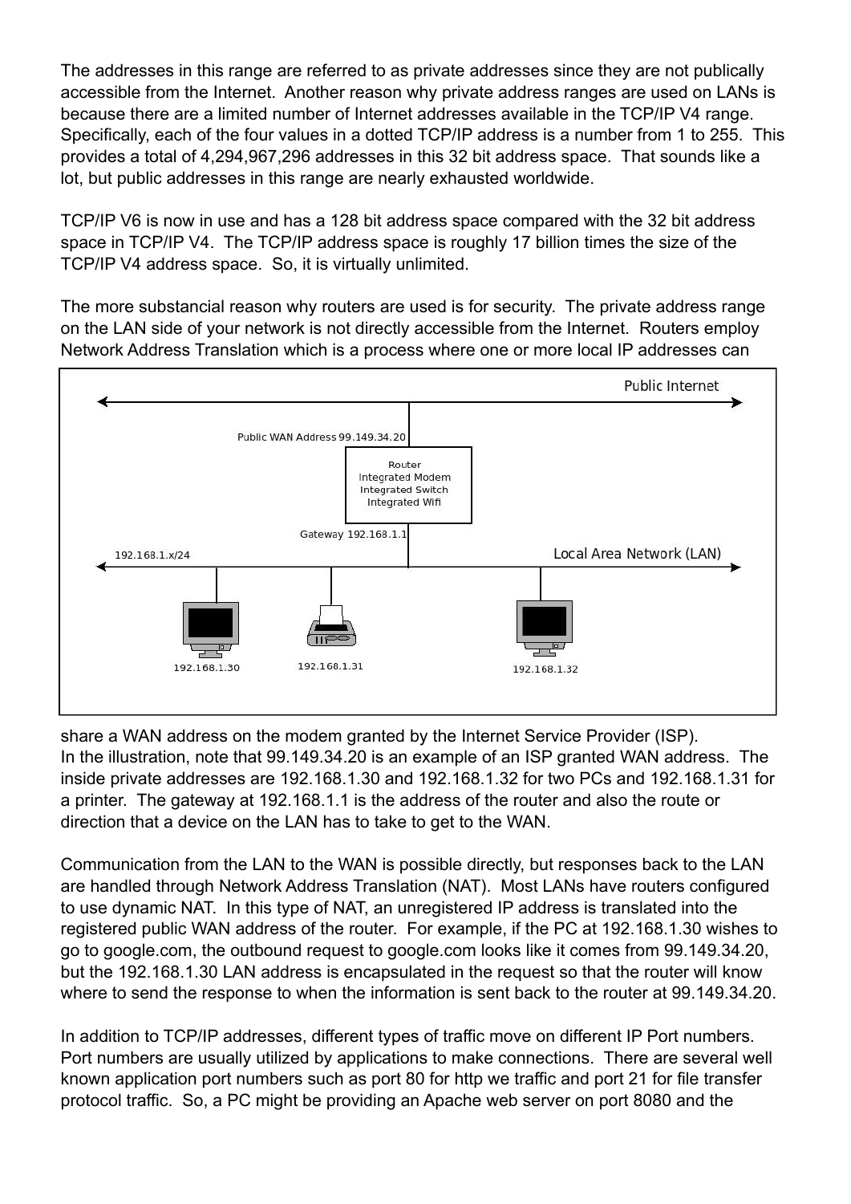The addresses in this range are referred to as private addresses since they are not publically accessible from the Internet. Another reason why private address ranges are used on LANs is because there are a limited number of Internet addresses available in the TCP/IP V4 range. Specifically, each of the four values in a dotted TCP/IP address is a number from 1 to 255. This provides a total of 4,294,967,296 addresses in this 32 bit address space. That sounds like a lot, but public addresses in this range are nearly exhausted worldwide.

TCP/IP V6 is now in use and has a 128 bit address space compared with the 32 bit address space in TCP/IP V4. The TCP/IP address space is roughly 17 billion times the size of the TCP/IP V4 address space. So, it is virtually unlimited.

The more substancial reason why routers are used is for security. The private address range on the LAN side of your network is not directly accessible from the Internet. Routers employ Network Address Translation which is a process where one or more local IP addresses can share a WAN address on the modem granted by the Internet Service Provider (ISP). In the illustration, note that 99.149.34.20 is an example of an ISP granted WAN address. The inside private addresses are 192.168.1.30 and 192.168.1.32 for two PCs and 192.168.1.31 for a printer. The gateway at 192.168.1.1 is the address of the router and also the route or direction that a device on the LAN has to take to get to the WAN.

Communication from the LAN to the WAN is possible directly, but responses back to the LAN are handled through Network Address Translation (NAT). Most LANs have routers configured to use dynamic NAT. In this type of NAT, an unregistered IP address is translated into the registered public WAN address of the router. For example, if the PC at 192.168.1.30 wishes to go to google.com, the outbound request to google.com looks like it comes from 99.149.34.20, but the 192.168.1.30 LAN address is encapsulated in the request so that the router will know where to send the response to when the information is sent back to the router at 99.149.34.20.

In addition to TCP/IP addresses, different types of traffic move on different IP Port numbers. Port numbers are usually utilized by applications to make connections. There are several well known application port numbers such as port 80 for http we traffic and port 21 for file transfer protocol traffic. So, a PC might be providing an Apache web server on port 8080 and the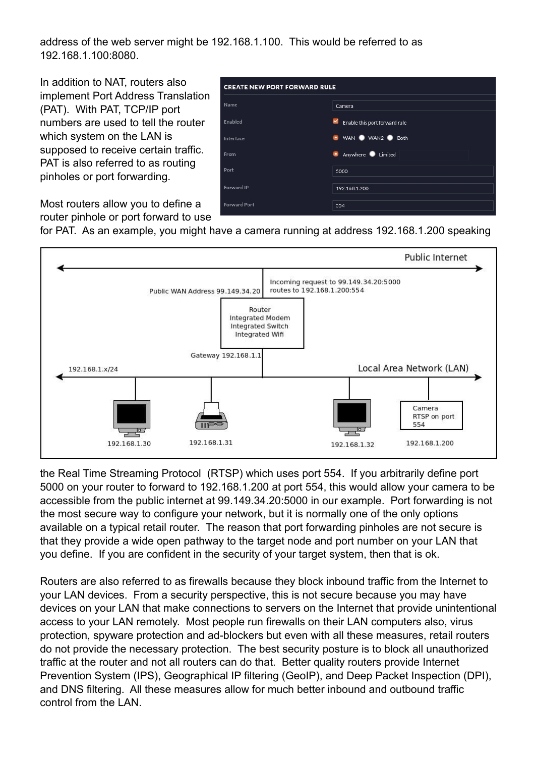address of the web server might be 192.168.1.100. This would be referred to as 192.168.1.100:8080.

In addition to NAT, routers also implement Port Address Translation (PAT). With PAT, TCP/IP port numbers are used to tell the router which system on the LAN is supposed to receive certain traffic. PAT is also referred to as routing pinholes or port forwarding.

Most routers allow you to define a router pinhole or port forward to use for PAT. As an example, you might have a camera running at address 192.168.1.200 speaking the Real Time Streaming Protocol (RTSP) which uses port 554. If you arbitrarily define port 5000 on your router to forward to 192.168.1.200 at port 554, this would allow your camera to be accessible from the public internet at 99.149.34.20:5000 in our example. Port forwarding is not the most secure way to configure your network, but it is normally one of the only options available on a typical retail router. The reason that port forwarding pinholes are not secure is that they provide a wide open pathway to the target node and port number on your LAN that you define. If you are confident in the security of your target system, then that is ok.

Routers are also referred to as firewalls because they block inbound traffic from the Internet to your LAN devices. From a security perspective, this is not secure because you may have devices on your LAN that make connections to servers on the Internet that provide unintentional access to your LAN remotely. Most people run firewalls on their LAN computers also, virus protection, spyware protection and ad-blockers but even with all these measures, retail routers do not provide the necessary protection. The best security posture is to block all unauthorized traffic at the router and not all routers can do that. Better quality routers provide Internet Prevention System (IPS), Geographical IP filtering (GeoIP), and Deep Packet Inspection (DPI), and DNS filtering. All these measures allow for much better inbound and outbound traffic control from the LAN.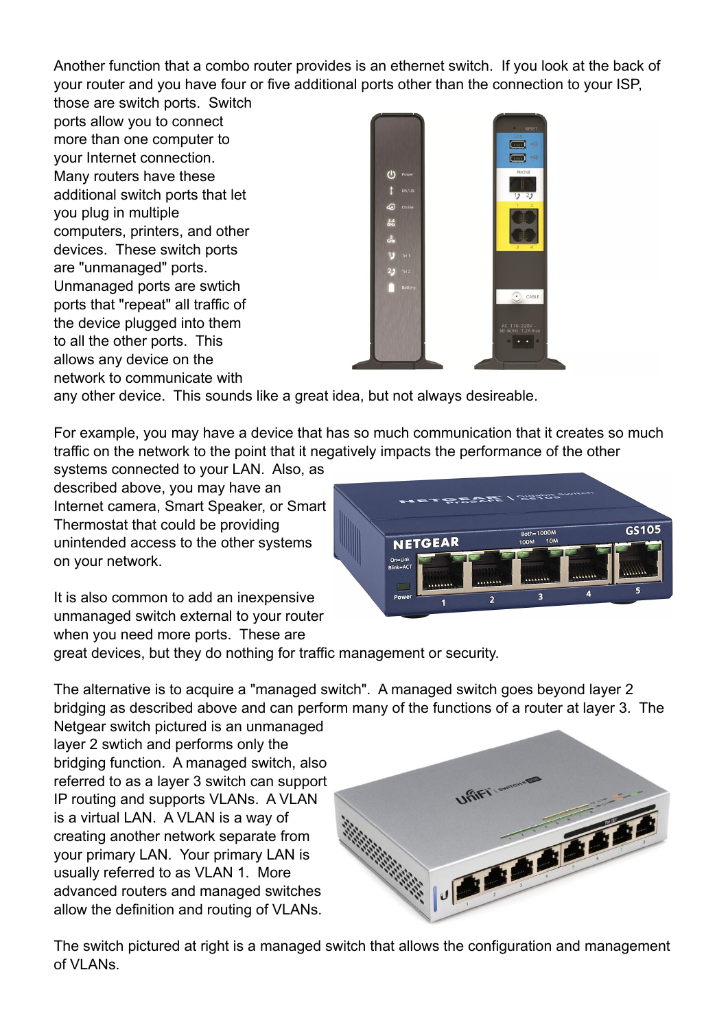Another function that a combo router provides is an ethernet switch. If you look at the back of your router and you have four or five additional ports other than the connection to your ISP, those are switch ports. Switch ports allow you to connect more than one computer to your Internet connection. Many routers have these additional switch ports that let you plug in multiple computers, printers, and other devices. These switch ports are "unmanaged" ports. Unmanaged ports are swtich ports that "repeat" all traffic of the device plugged into them to all the other ports. This allows any device on the network to communicate with any other device. This sounds like a great idea, but not always desireable.

For example, you may have a device that has so much communication that it creates so much traffic on the network to the point that it negatively impacts the performance of the other systems connected to your LAN. Also, as described above, you may have an Internet camera, Smart Speaker, or Smart Thermostat that could be providing unintended access to the other systems on your network.

It is also common to add an inexpensive unmanaged switch external to your router when you need more ports. These are great devices, but they do nothing for traffic management or security.

The alternative is to acquire a "managed switch". A managed switch goes beyond layer 2 bridging as described above and can perform many of the functions of a router at layer 3. The Netgear switch pictured is an unmanaged layer 2 swtich and performs only the bridging function. A managed switch, also referred to as a layer 3 switch can support IP routing and supports VLANs. A VLAN is a virtual LAN. A VLAN is a way of creating another network separate from your primary LAN. Your primary LAN is usually referred to as VLAN 1. More advanced routers and managed switches allow the definition and routing of VLANs.

The switch pictured at right is a managed switch that allows the configuration and management of VLANs.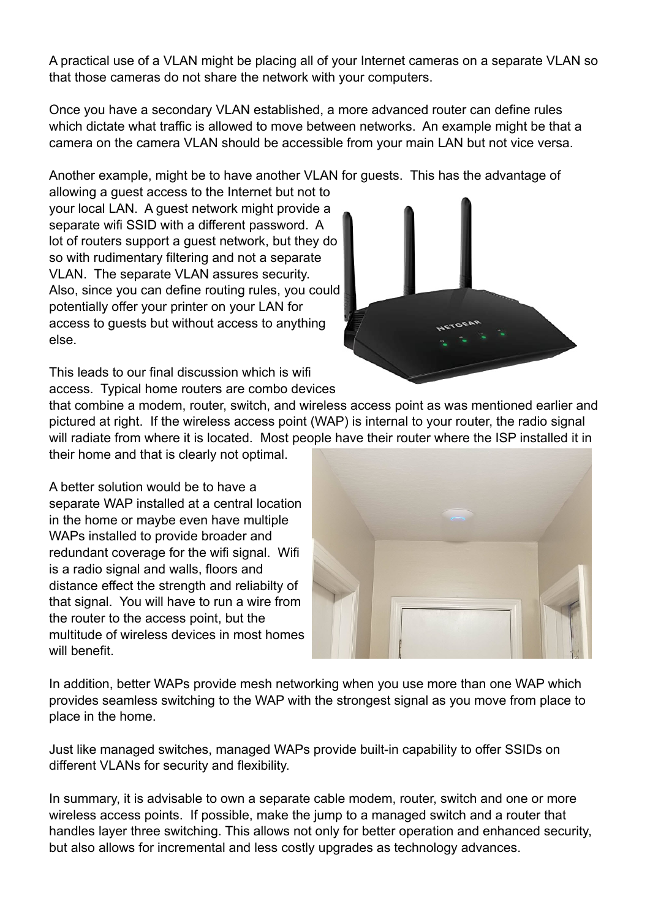A practical use of a VLAN might be placing all of your Internet cameras on a separate VLAN so that those cameras do not share the network with your computers.

Once you have a secondary VLAN established, a more advanced router can define rules which dictate what traffic is allowed to move between networks. An example might be that a camera on the camera VLAN should be accessible from your main LAN but not vice versa.

Another example, might be to have another VLAN for guests. This has the advantage of allowing a guest access to the Internet but not to your local LAN. A guest network might provide a separate wifi SSID with a different password. A lot of routers support a guest network, but they do so with rudimentary filtering and not a separate VLAN. The separate VLAN assures security. Also, since you can define routing rules, you could potentially offer your printer on your LAN for access to guests but without access to anything else.

This leads to our final discussion which is wifi access. Typical home routers are combo devices that combine a modem, router, switch, and wireless access point as was mentioned earlier and pictured at right. If the wireless access point (WAP) is internal to your router, the radio signal will radiate from where it is located. Most people have their router where the ISP installed it in their home and that is clearly not optimal.

A better solution would be to have a separate WAP installed at a central location in the home or maybe even have multiple WAPs installed to provide broader and redundant coverage for the wifi signal. Wifi is a radio signal and walls, floors and distance effect the strength and reliabilty of that signal. You will have to run a wire from the router to the access point, but the multitude of wireless devices in most homes will benefit.

In addition, better WAPs provide mesh networking when you use more than one WAP which provides seamless switching to the WAP with the strongest signal as you move from place to place in the home.

Just like managed switches, managed WAPs provide built-in capability to offer SSIDs on different VLANs for security and flexibility.

In summary, it is advisable to own a separate cable modem, router, switch and one or more wireless access points. If possible, make the jump to a managed switch and a router that handles layer three switching. This allows not only for better operation and enhanced security, but also allows for incremental and less costly upgrades as technology advances.